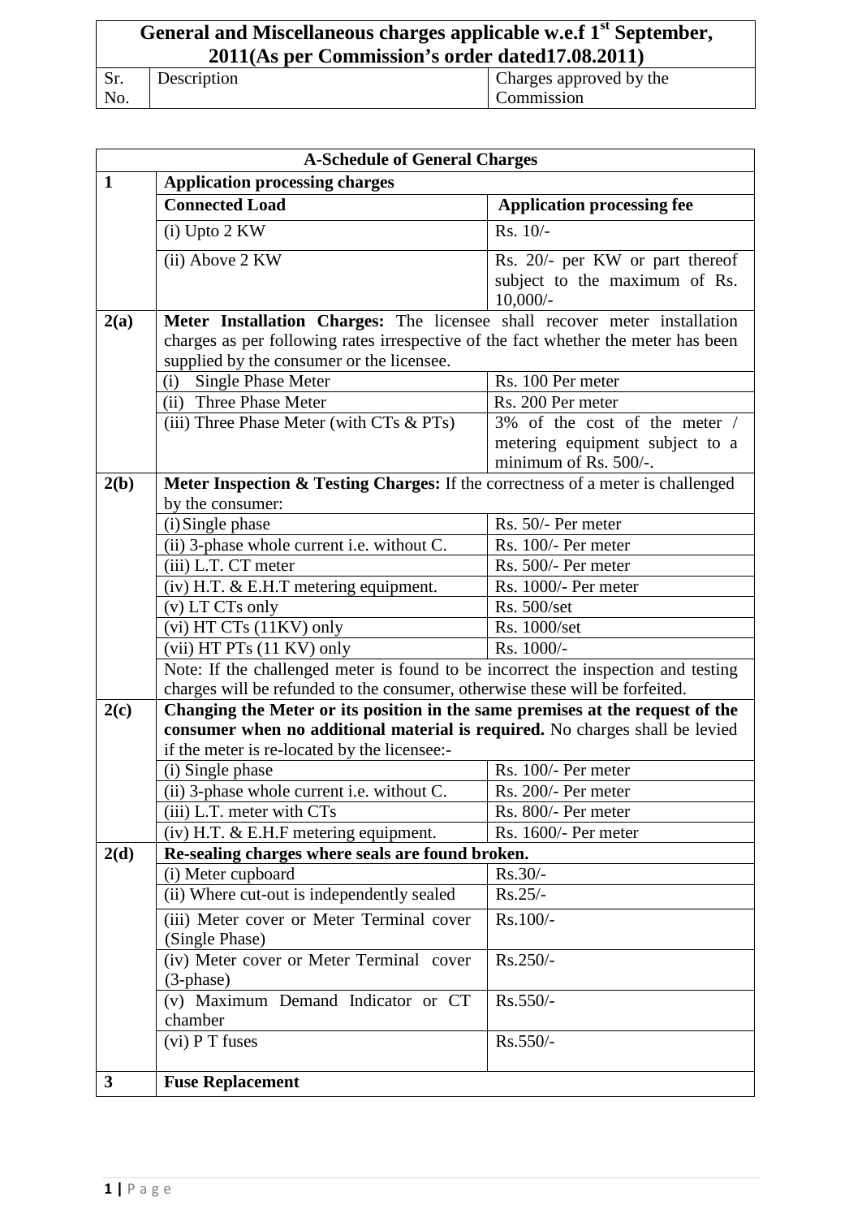# General and Miscellaneous charges applicable w.e.f 1st September, 2011(As per Commission's order dated17.08.2011)

| Sr. No. | Description | Charges approved by the Commission |
|---|---|---|

| A-Schedule of General Charges | | |
|---|---|---|
| **1** | **Application processing charges** | |
| | **Connected Load** | **Application processing fee** |
| | (i) Upto 2 KW | Rs. 10/- |
| | (ii) Above 2 KW | Rs. 20/- per KW or part thereof subject to the maximum of Rs. 10,000/- |
| **2(a)** | **Meter Installation Charges:** The licensee shall recover meter installation charges as per following rates irrespective of the fact whether the meter has been supplied by the consumer or the licensee. | |
| | (i) Single Phase Meter | Rs. 100 Per meter |
| | (ii) Three Phase Meter | Rs. 200 Per meter |
| | (iii) Three Phase Meter (with CTs & PTs) | 3% of the cost of the meter / metering equipment subject to a minimum of Rs. 500/-. |
| **2(b)** | **Meter Inspection & Testing Charges:** If the correctness of a meter is challenged by the consumer: | |
| | (i) Single phase | Rs. 50/- Per meter |
| | (ii) 3-phase whole current i.e. without C. | Rs. 100/- Per meter |
| | (iii) L.T. CT meter | Rs. 500/- Per meter |
| | (iv) H.T. & E.H.T metering equipment. | Rs. 1000/- Per meter |
| | (v) LT CTs only | Rs. 500/set |
| | (vi) HT CTs (11KV) only | Rs. 1000/set |
| | (vii) HT PTs (11 KV) only | Rs. 1000/- |
| | Note: If the challenged meter is found to be incorrect the inspection and testing charges will be refunded to the consumer, otherwise these will be forfeited. | |
| **2(c)** | **Changing the Meter or its position in the same premises at the request of the consumer when no additional material is required.** No charges shall be levied if the meter is re-located by the licensee:- | |
| | (i) Single phase | Rs. 100/- Per meter |
| | (ii) 3-phase whole current i.e. without C. | Rs. 200/- Per meter |
| | (iii) L.T. meter with CTs | Rs. 800/- Per meter |
| | (iv) H.T. & E.H.F metering equipment. | Rs. 1600/- Per meter |
| **2(d)** | **Re-sealing charges where seals are found broken.** | |
| | (i) Meter cupboard | Rs.30/- |
| | (ii) Where cut-out is independently sealed | Rs.25/- |
| | (iii) Meter cover or Meter Terminal cover (Single Phase) | Rs.100/- |
| | (iv) Meter cover or Meter Terminal cover (3-phase) | Rs.250/- |
| | (v) Maximum Demand Indicator or CT chamber | Rs.550/- |
| | (vi) P T fuses | Rs.550/- |
| **3** | **Fuse Replacement** | |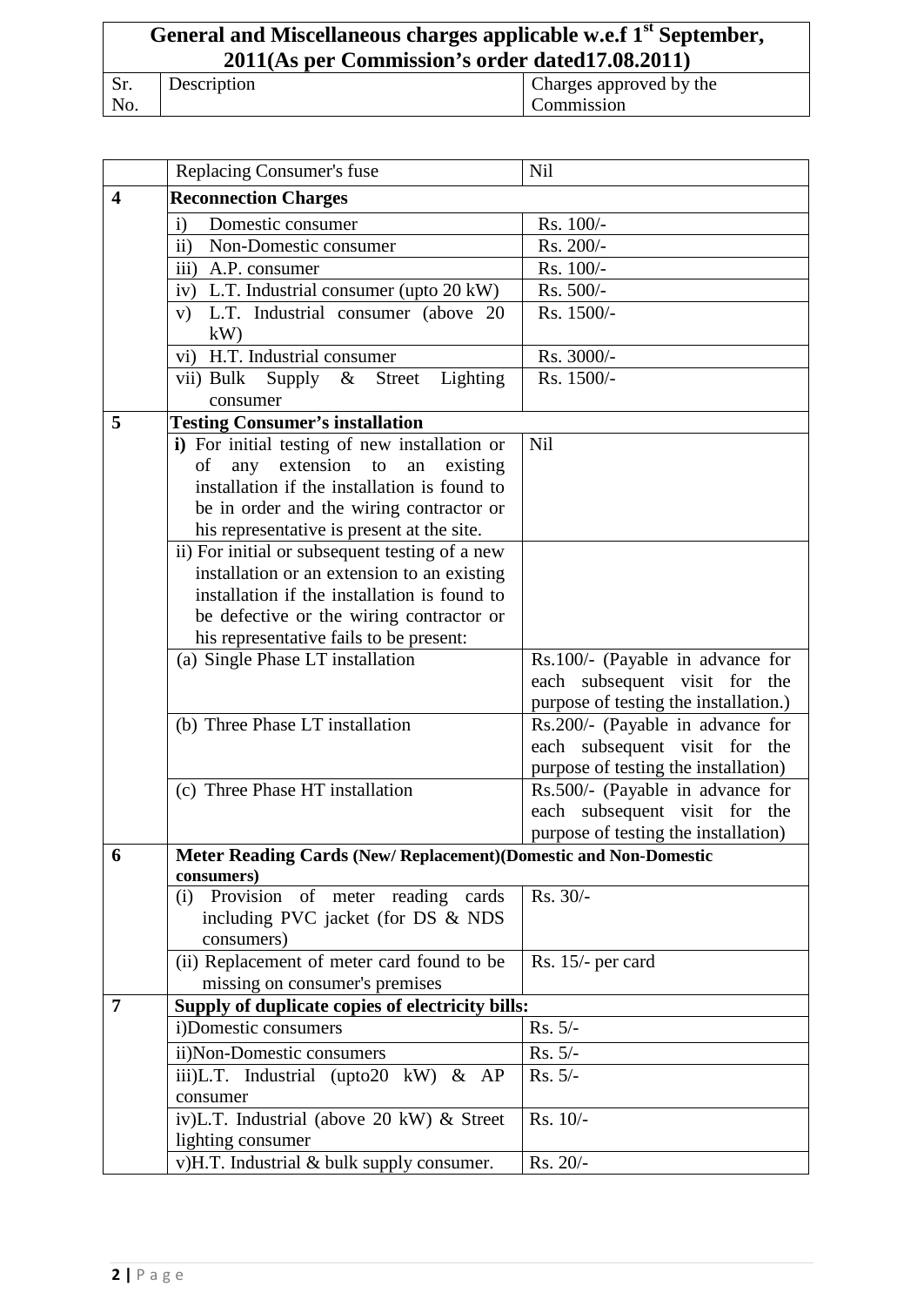# General and Miscellaneous charges applicable w.e.f 1st September, 2011(As per Commission's order dated17.08.2011)

| Sr. No. | Description | Charges approved by the Commission |
|---|---|---|
| | Replacing Consumer's fuse | Nil |
| **4** | **Reconnection Charges** | |
| | i) Domestic consumer | Rs. 100/- |
| | ii) Non-Domestic consumer | Rs. 200/- |
| | iii) A.P. consumer | Rs. 100/- |
| | iv) L.T. Industrial consumer (upto 20 kW) | Rs. 500/- |
| | v) L.T. Industrial consumer (above 20 kW) | Rs. 1500/- |
| | vi) H.T. Industrial consumer | Rs. 3000/- |
| | vii) Bulk Supply & Street Lighting consumer | Rs. 1500/- |
| **5** | **Testing Consumer's installation** | |
| | **i)** For initial testing of new installation or of any extension to an existing installation if the installation is found to be in order and the wiring contractor or his representative is present at the site. | Nil |
| | ii) For initial or subsequent testing of a new installation or an extension to an existing installation if the installation is found to be defective or the wiring contractor or his representative fails to be present: | |
| | (a) Single Phase LT installation | Rs.100/- (Payable in advance for each subsequent visit for the purpose of testing the installation.) |
| | (b) Three Phase LT installation | Rs.200/- (Payable in advance for each subsequent visit for the purpose of testing the installation) |
| | (c) Three Phase HT installation | Rs.500/- (Payable in advance for each subsequent visit for the purpose of testing the installation) |
| **6** | **Meter Reading Cards (New/ Replacement)(Domestic and Non-Domestic consumers)** | |
| | (i) Provision of meter reading cards including PVC jacket (for DS & NDS consumers) | Rs. 30/- |
| | (ii) Replacement of meter card found to be missing on consumer's premises | Rs. 15/- per card |
| **7** | **Supply of duplicate copies of electricity bills:** | |
| | i)Domestic consumers | Rs. 5/- |
| | ii)Non-Domestic consumers | Rs. 5/- |
| | iii)L.T. Industrial (upto20 kW) & AP consumer | Rs. 5/- |
| | iv)L.T. Industrial (above 20 kW) & Street lighting consumer | Rs. 10/- |
| | v)H.T. Industrial & bulk supply consumer. | Rs. 20/- |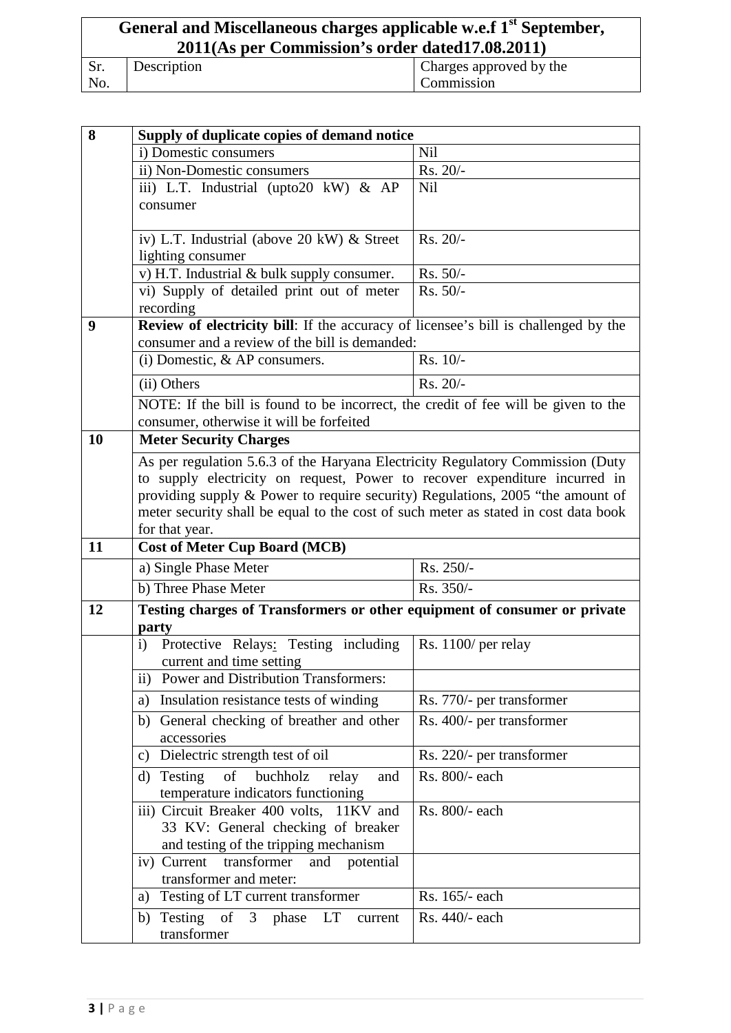| General and Miscellaneous charges applicable w.e.f 1st September, 2011(As per Commission's order dated17.08.2011) | | |
|---|---|---|
| Sr. No. | Description | Charges approved by the Commission |

| | | |
|---|---|---|
| **8** | **Supply of duplicate copies of demand notice** | |
| | i) Domestic consumers | Nil |
| | ii) Non-Domestic consumers | Rs. 20/- |
| | iii) L.T. Industrial (upto20 kW) & AP consumer | Nil |
| | iv) L.T. Industrial (above 20 kW) & Street lighting consumer | Rs. 20/- |
| | v) H.T. Industrial & bulk supply consumer. | Rs. 50/- |
| | vi) Supply of detailed print out of meter recording | Rs. 50/- |
| **9** | **Review of electricity bill**: If the accuracy of licensee's bill is challenged by the consumer and a review of the bill is demanded: | |
| | (i) Domestic, & AP consumers. | Rs. 10/- |
| | (ii) Others | Rs. 20/- |
| | NOTE: If the bill is found to be incorrect, the credit of fee will be given to the consumer, otherwise it will be forfeited | |
| **10** | **Meter Security Charges** | |
| | As per regulation 5.6.3 of the Haryana Electricity Regulatory Commission (Duty to supply electricity on request, Power to recover expenditure incurred in providing supply & Power to require security) Regulations, 2005 "the amount of meter security shall be equal to the cost of such meter as stated in cost data book for that year. | |
| **11** | **Cost of Meter Cup Board (MCB)** | |
| | a) Single Phase Meter | Rs. 250/- |
| | b) Three Phase Meter | Rs. 350/- |
| **12** | **Testing charges of Transformers or other equipment of consumer or private party** | |
| | i) Protective Relays: Testing including current and time setting | Rs. 1100/ per relay |
| | ii) Power and Distribution Transformers: | |
| | a) Insulation resistance tests of winding | Rs. 770/- per transformer |
| | b) General checking of breather and other accessories | Rs. 400/- per transformer |
| | c) Dielectric strength test of oil | Rs. 220/- per transformer |
| | d) Testing of buchholz relay and temperature indicators functioning | Rs. 800/- each |
| | iii) Circuit Breaker 400 volts, 11KV and 33 KV: General checking of breaker and testing of the tripping mechanism | Rs. 800/- each |
| | iv) Current transformer and potential transformer and meter: | |
| | a) Testing of LT current transformer | Rs. 165/- each |
| | b) Testing of 3 phase LT current transformer | Rs. 440/- each |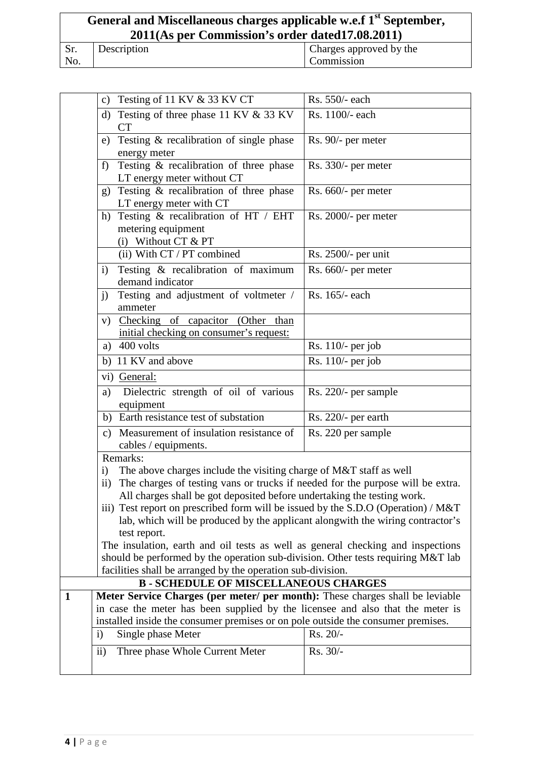**General and Miscellaneous charges applicable w.e.f 1st September, 2011(As per Commission's order dated17.08.2011)**

| Sr. No. | Description | Charges approved by the Commission |
|---|---|---|
| | c) Testing of 11 KV & 33 KV CT | Rs. 550/- each |
| | d) Testing of three phase 11 KV & 33 KV CT | Rs. 1100/- each |
| | e) Testing & recalibration of single phase energy meter | Rs. 90/- per meter |
| | f) Testing & recalibration of three phase LT energy meter without CT | Rs. 330/- per meter |
| | g) Testing & recalibration of three phase LT energy meter with CT | Rs. 660/- per meter |
| | h) Testing & recalibration of HT / EHT metering equipment (i) Without CT & PT | Rs. 2000/- per meter |
| | (ii) With CT / PT combined | Rs. 2500/- per unit |
| | i) Testing & recalibration of maximum demand indicator | Rs. 660/- per meter |
| | j) Testing and adjustment of voltmeter / ammeter | Rs. 165/- each |
| | v) Checking of capacitor (Other than initial checking on consumer's request: | |
| | a) 400 volts | Rs. 110/- per job |
| | b) 11 KV and above | Rs. 110/- per job |
| | vi) General: | |
| | a) Dielectric strength of oil of various equipment | Rs. 220/- per sample |
| | b) Earth resistance test of substation | Rs. 220/- per earth |
| | c) Measurement of insulation resistance of cables / equipments. | Rs. 220 per sample |

Remarks:

i) The above charges include the visiting charge of M&T staff as well

ii) The charges of testing vans or trucks if needed for the purpose will be extra. All charges shall be got deposited before undertaking the testing work.

iii) Test report on prescribed form will be issued by the S.D.O (Operation) / M&T lab, which will be produced by the applicant alongwith the wiring contractor's test report.

The insulation, earth and oil tests as well as general checking and inspections should be performed by the operation sub-division. Other tests requiring M&T lab facilities shall be arranged by the operation sub-division.

**B - SCHEDULE OF MISCELLANEOUS CHARGES**

| Sr. No. | Description | Charges approved by the Commission |
|---|---|---|
| 1 | **Meter Service Charges (per meter/ per month):** These charges shall be leviable in case the meter has been supplied by the licensee and also that the meter is installed inside the consumer premises or on pole outside the consumer premises. | |
| | i) Single phase Meter | Rs. 20/- |
| | ii) Three phase Whole Current Meter | Rs. 30/- |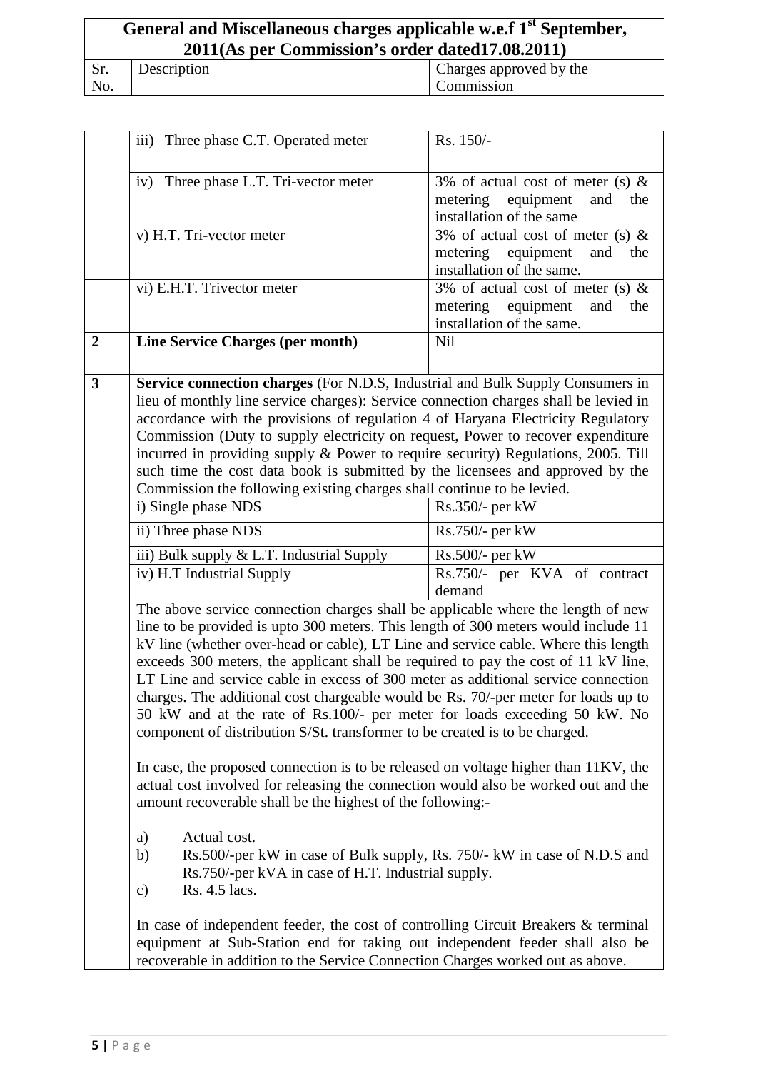# General and Miscellaneous charges applicable w.e.f 1st September, 2011(As per Commission's order dated17.08.2011)

| Sr. No. | Description | Charges approved by the Commission |
|---|---|---|
| | iii) Three phase C.T. Operated meter | Rs. 150/- |
| | iv) Three phase L.T. Tri-vector meter | 3% of actual cost of meter (s) & metering equipment and the installation of the same |
| | v) H.T. Tri-vector meter | 3% of actual cost of meter (s) & metering equipment and the installation of the same. |
| | vi) E.H.T. Trivector meter | 3% of actual cost of meter (s) & metering equipment and the installation of the same. |
| **2** | **Line Service Charges (per month)** | Nil |
| **3** | **Service connection charges** (For N.D.S, Industrial and Bulk Supply Consumers in lieu of monthly line service charges): Service connection charges shall be levied in accordance with the provisions of regulation 4 of Haryana Electricity Regulatory Commission (Duty to supply electricity on request, Power to recover expenditure incurred in providing supply & Power to require security) Regulations, 2005. Till such time the cost data book is submitted by the licensees and approved by the Commission the following existing charges shall continue to be levied. | |
| | i) Single phase NDS | Rs.350/- per kW |
| | ii) Three phase NDS | Rs.750/- per kW |
| | iii) Bulk supply & L.T. Industrial Supply | Rs.500/- per kW |
| | iv) H.T Industrial Supply | Rs.750/- per KVA of contract demand |

The above service connection charges shall be applicable where the length of new line to be provided is upto 300 meters. This length of 300 meters would include 11 kV line (whether over-head or cable), LT Line and service cable. Where this length exceeds 300 meters, the applicant shall be required to pay the cost of 11 kV line, LT Line and service cable in excess of 300 meter as additional service connection charges. The additional cost chargeable would be Rs. 70/-per meter for loads up to 50 kW and at the rate of Rs.100/- per meter for loads exceeding 50 kW. No component of distribution S/St. transformer to be created is to be charged.

In case, the proposed connection is to be released on voltage higher than 11KV, the actual cost involved for releasing the connection would also be worked out and the amount recoverable shall be the highest of the following:-

a) Actual cost.
b) Rs.500/-per kW in case of Bulk supply, Rs. 750/- kW in case of N.D.S and Rs.750/-per kVA in case of H.T. Industrial supply.
c) Rs. 4.5 lacs.

In case of independent feeder, the cost of controlling Circuit Breakers & terminal equipment at Sub-Station end for taking out independent feeder shall also be recoverable in addition to the Service Connection Charges worked out as above.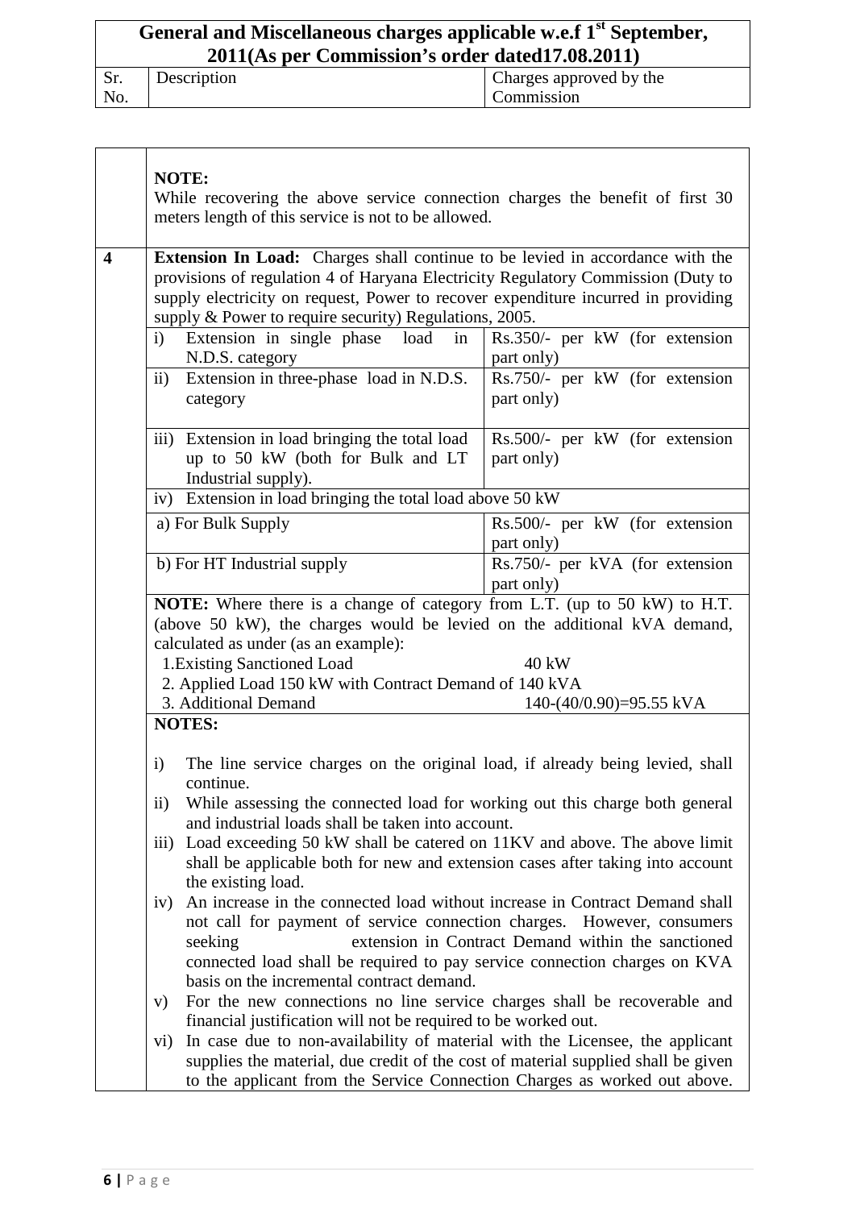**General and Miscellaneous charges applicable w.e.f 1st September, 2011(As per Commission's order dated17.08.2011)**

| Sr. No. | Description | Charges approved by the Commission |
|---|---|---|
| | **NOTE:** While recovering the above service connection charges the benefit of first 30 meters length of this service is not to be allowed. | |
| **4** | **Extension In Load:** Charges shall continue to be levied in accordance with the provisions of regulation 4 of Haryana Electricity Regulatory Commission (Duty to supply electricity on request, Power to recover expenditure incurred in providing supply & Power to require security) Regulations, 2005. | |
| | i) Extension in single phase load in N.D.S. category | Rs.350/- per kW (for extension part only) |
| | ii) Extension in three-phase load in N.D.S. category | Rs.750/- per kW (for extension part only) |
| | iii) Extension in load bringing the total load up to 50 kW (both for Bulk and LT Industrial supply). | Rs.500/- per kW (for extension part only) |
| | iv) Extension in load bringing the total load above 50 kW | |
| | a) For Bulk Supply | Rs.500/- per kW (for extension part only) |
| | b) For HT Industrial supply | Rs.750/- per kVA (for extension part only) |

**NOTE:** Where there is a change of category from L.T. (up to 50 kW) to H.T. (above 50 kW), the charges would be levied on the additional kVA demand, calculated as under (as an example):

1. Existing Sanctioned Load — 40 kW
2. Applied Load 150 kW with Contract Demand of 140 kVA
3. Additional Demand — 140-(40/0.90)=95.55 kVA

**NOTES:**

i) The line service charges on the original load, if already being levied, shall continue.

ii) While assessing the connected load for working out this charge both general and industrial loads shall be taken into account.

iii) Load exceeding 50 kW shall be catered on 11KV and above. The above limit shall be applicable both for new and extension cases after taking into account the existing load.

iv) An increase in the connected load without increase in Contract Demand shall not call for payment of service connection charges. However, consumers seeking extension in Contract Demand within the sanctioned connected load shall be required to pay service connection charges on KVA basis on the incremental contract demand.

v) For the new connections no line service charges shall be recoverable and financial justification will not be required to be worked out.

vi) In case due to non-availability of material with the Licensee, the applicant supplies the material, due credit of the cost of material supplied shall be given to the applicant from the Service Connection Charges as worked out above.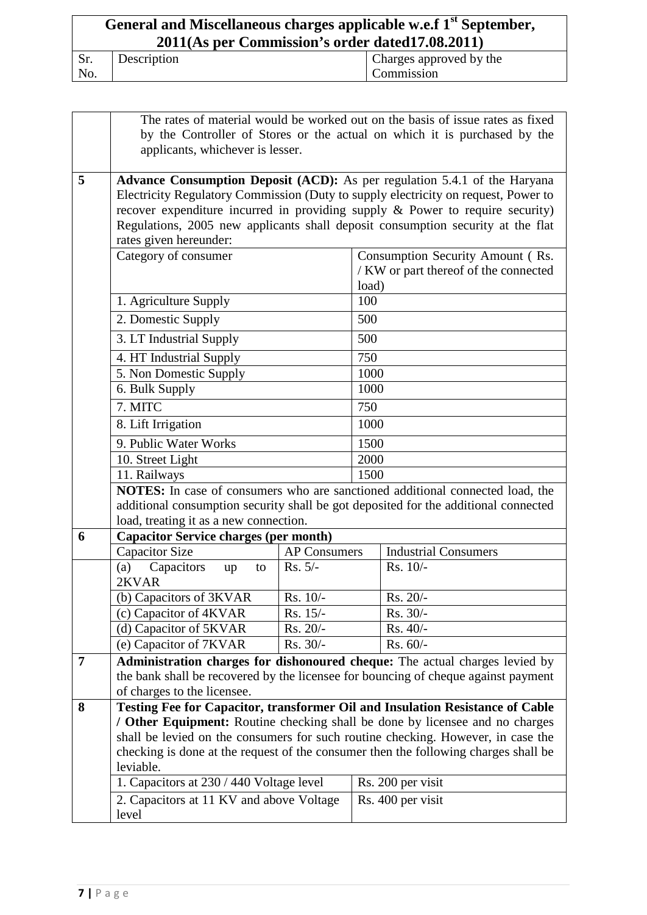**General and Miscellaneous charges applicable w.e.f 1st September, 2011(As per Commission's order dated17.08.2011)**

| Sr. No. | Description | Charges approved by the Commission |
|---|---|---|

The rates of material would be worked out on the basis of issue rates as fixed by the Controller of Stores or the actual on which it is purchased by the applicants, whichever is lesser.

**5** **Advance Consumption Deposit (ACD):** As per regulation 5.4.1 of the Haryana Electricity Regulatory Commission (Duty to supply electricity on request, Power to recover expenditure incurred in providing supply & Power to require security) Regulations, 2005 new applicants shall deposit consumption security at the flat rates given hereunder:

| Category of consumer | Consumption Security Amount ( Rs. / KW or part thereof of the connected load) |
|---|---|
| 1. Agriculture Supply | 100 |
| 2. Domestic Supply | 500 |
| 3. LT Industrial Supply | 500 |
| 4. HT Industrial Supply | 750 |
| 5. Non Domestic Supply | 1000 |
| 6. Bulk Supply | 1000 |
| 7. MITC | 750 |
| 8. Lift Irrigation | 1000 |
| 9. Public Water Works | 1500 |
| 10. Street Light | 2000 |
| 11. Railways | 1500 |

**NOTES:** In case of consumers who are sanctioned additional connected load, the additional consumption security shall be got deposited for the additional connected load, treating it as a new connection.

**6** **Capacitor Service charges (per month)**

| Capacitor Size | AP Consumers | Industrial Consumers |
|---|---|---|
| (a) Capacitors up to 2KVAR | Rs. 5/- | Rs. 10/- |
| (b) Capacitors of 3KVAR | Rs. 10/- | Rs. 20/- |
| (c) Capacitor of 4KVAR | Rs. 15/- | Rs. 30/- |
| (d) Capacitor of 5KVAR | Rs. 20/- | Rs. 40/- |
| (e) Capacitor of 7KVAR | Rs. 30/- | Rs. 60/- |

**7** **Administration charges for dishonoured cheque:** The actual charges levied by the bank shall be recovered by the licensee for bouncing of cheque against payment of charges to the licensee.

**8** **Testing Fee for Capacitor, transformer Oil and Insulation Resistance of Cable / Other Equipment:** Routine checking shall be done by licensee and no charges shall be levied on the consumers for such routine checking. However, in case the checking is done at the request of the consumer then the following charges shall be leviable.

| Equipment | Charges |
|---|---|
| 1. Capacitors at 230 / 440 Voltage level | Rs. 200 per visit |
| 2. Capacitors at 11 KV and above Voltage level | Rs. 400 per visit |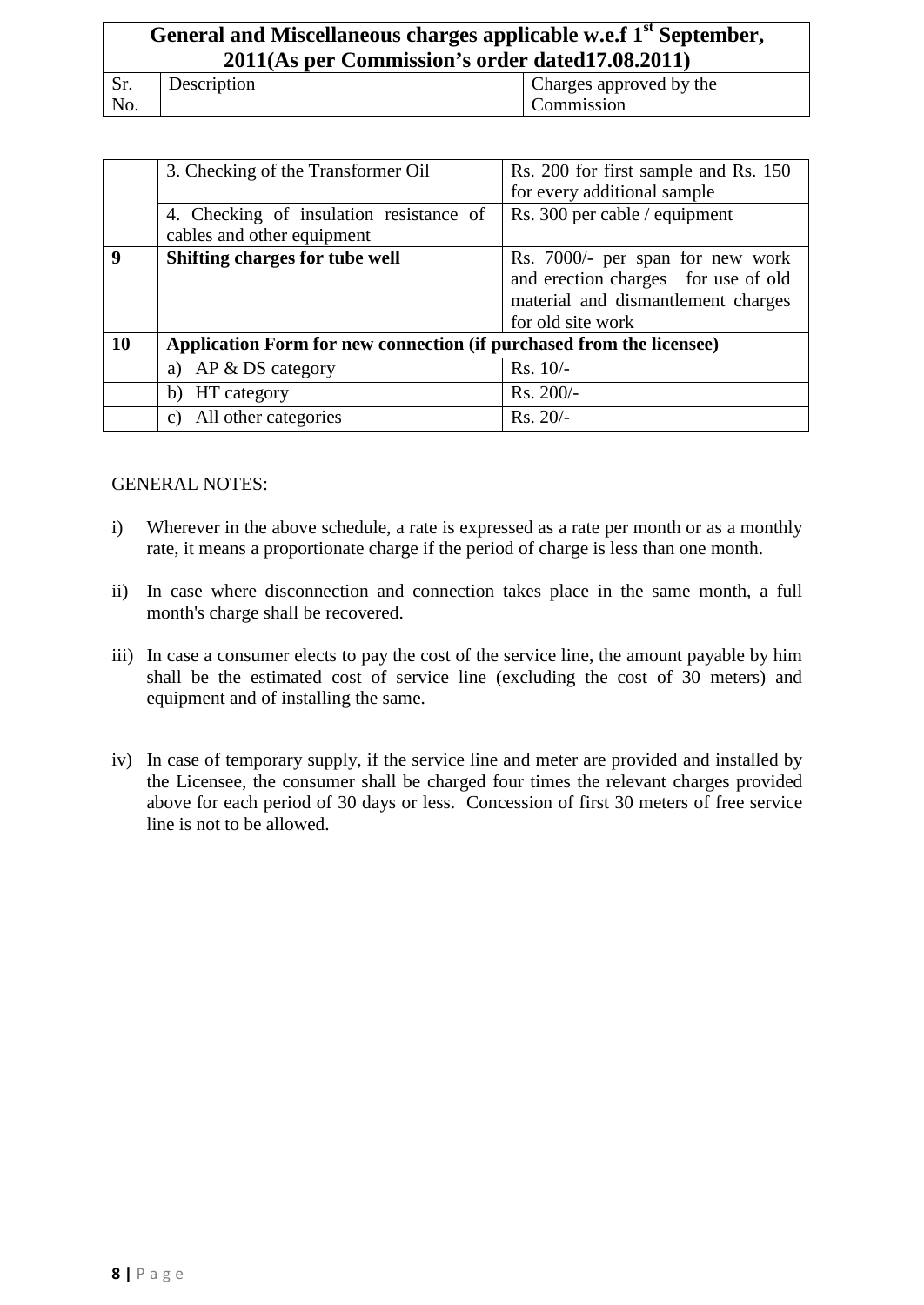## General and Miscellaneous charges applicable w.e.f 1st September, 2011(As per Commission's order dated17.08.2011)

| Sr. No. | Description | Charges approved by the Commission |
|---|---|---|
| | 3. Checking of the Transformer Oil | Rs. 200 for first sample and Rs. 150 for every additional sample |
| | 4. Checking of insulation resistance of cables and other equipment | Rs. 300 per cable / equipment |
| **9** | **Shifting charges for tube well** | Rs. 7000/- per span for new work and erection charges for use of old material and dismantlement charges for old site work |
| **10** | **Application Form for new connection (if purchased from the licensee)** | |
| | a) AP & DS category | Rs. 10/- |
| | b) HT category | Rs. 200/- |
| | c) All other categories | Rs. 20/- |

GENERAL NOTES:

i) Wherever in the above schedule, a rate is expressed as a rate per month or as a monthly rate, it means a proportionate charge if the period of charge is less than one month.

ii) In case where disconnection and connection takes place in the same month, a full month's charge shall be recovered.

iii) In case a consumer elects to pay the cost of the service line, the amount payable by him shall be the estimated cost of service line (excluding the cost of 30 meters) and equipment and of installing the same.

iv) In case of temporary supply, if the service line and meter are provided and installed by the Licensee, the consumer shall be charged four times the relevant charges provided above for each period of 30 days or less. Concession of first 30 meters of free service line is not to be allowed.